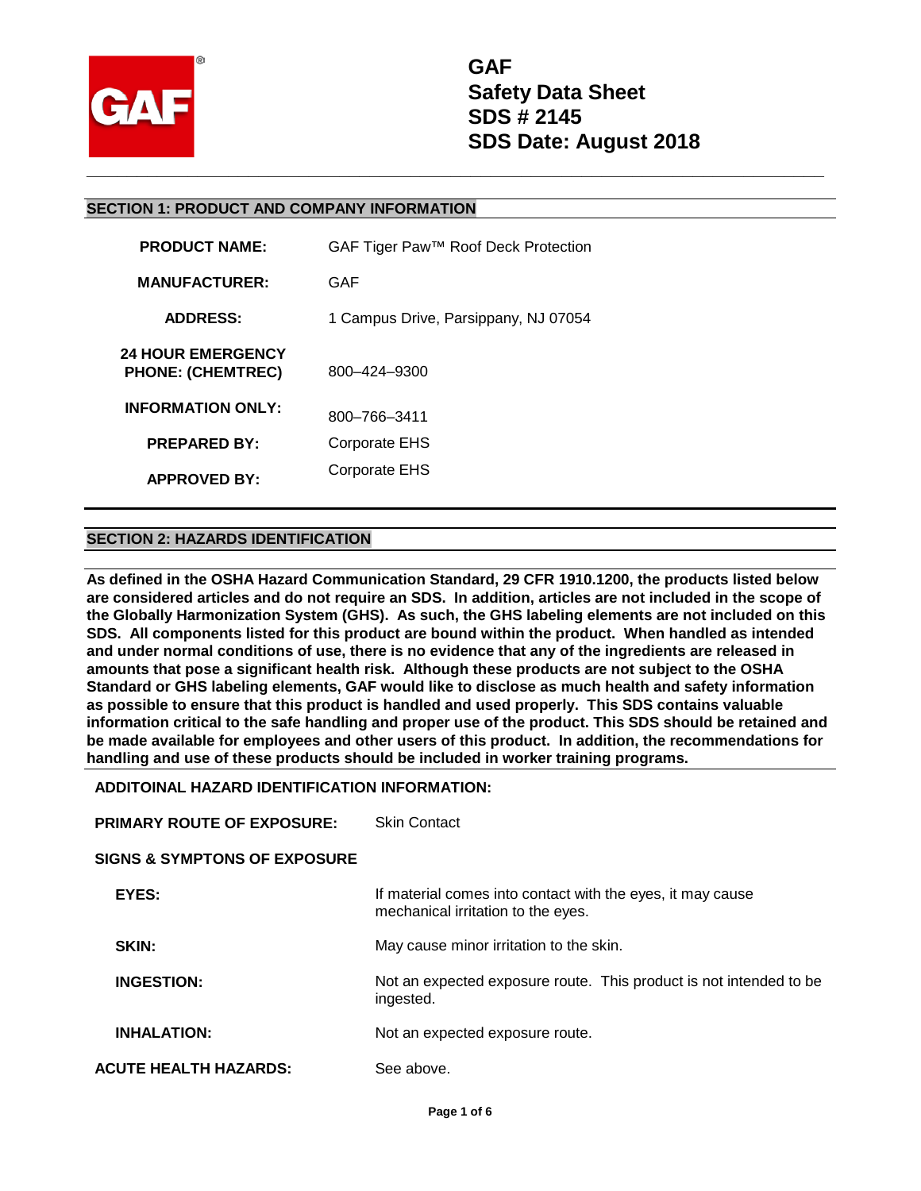# GAF
# Safety Data Sheet
# SDS # 2145
# SDS Date: August 2018

## SECTION 1: PRODUCT AND COMPANY INFORMATION

| | |
|---|---|
| **PRODUCT NAME:** | GAF Tiger Paw™ Roof Deck Protection |
| **MANUFACTURER:** | GAF |
| **ADDRESS:** | 1 Campus Drive, Parsippany, NJ 07054 |
| **24 HOUR EMERGENCY PHONE: (CHEMTREC)** | 800–424–9300 |
| **INFORMATION ONLY:** | 800–766–3411 |
| **PREPARED BY:** | Corporate EHS |
| **APPROVED BY:** | Corporate EHS |

## SECTION 2: HAZARDS IDENTIFICATION

**As defined in the OSHA Hazard Communication Standard, 29 CFR 1910.1200, the products listed below are considered articles and do not require an SDS. In addition, articles are not included in the scope of the Globally Harmonization System (GHS). As such, the GHS labeling elements are not included on this SDS. All components listed for this product are bound within the product. When handled as intended and under normal conditions of use, there is no evidence that any of the ingredients are released in amounts that pose a significant health risk. Although these products are not subject to the OSHA Standard or GHS labeling elements, GAF would like to disclose as much health and safety information as possible to ensure that this product is handled and used properly. This SDS contains valuable information critical to the safe handling and proper use of the product. This SDS should be retained and be made available for employees and other users of this product. In addition, the recommendations for handling and use of these products should be included in worker training programs.**

**ADDITOINAL HAZARD IDENTIFICATION INFORMATION:**

**PRIMARY ROUTE OF EXPOSURE:** Skin Contact

**SIGNS & SYMPTONS OF EXPOSURE**

| | |
|---|---|
| **EYES:** | If material comes into contact with the eyes, it may cause mechanical irritation to the eyes. |
| **SKIN:** | May cause minor irritation to the skin. |
| **INGESTION:** | Not an expected exposure route. This product is not intended to be ingested. |
| **INHALATION:** | Not an expected exposure route. |

**ACUTE HEALTH HAZARDS:** See above.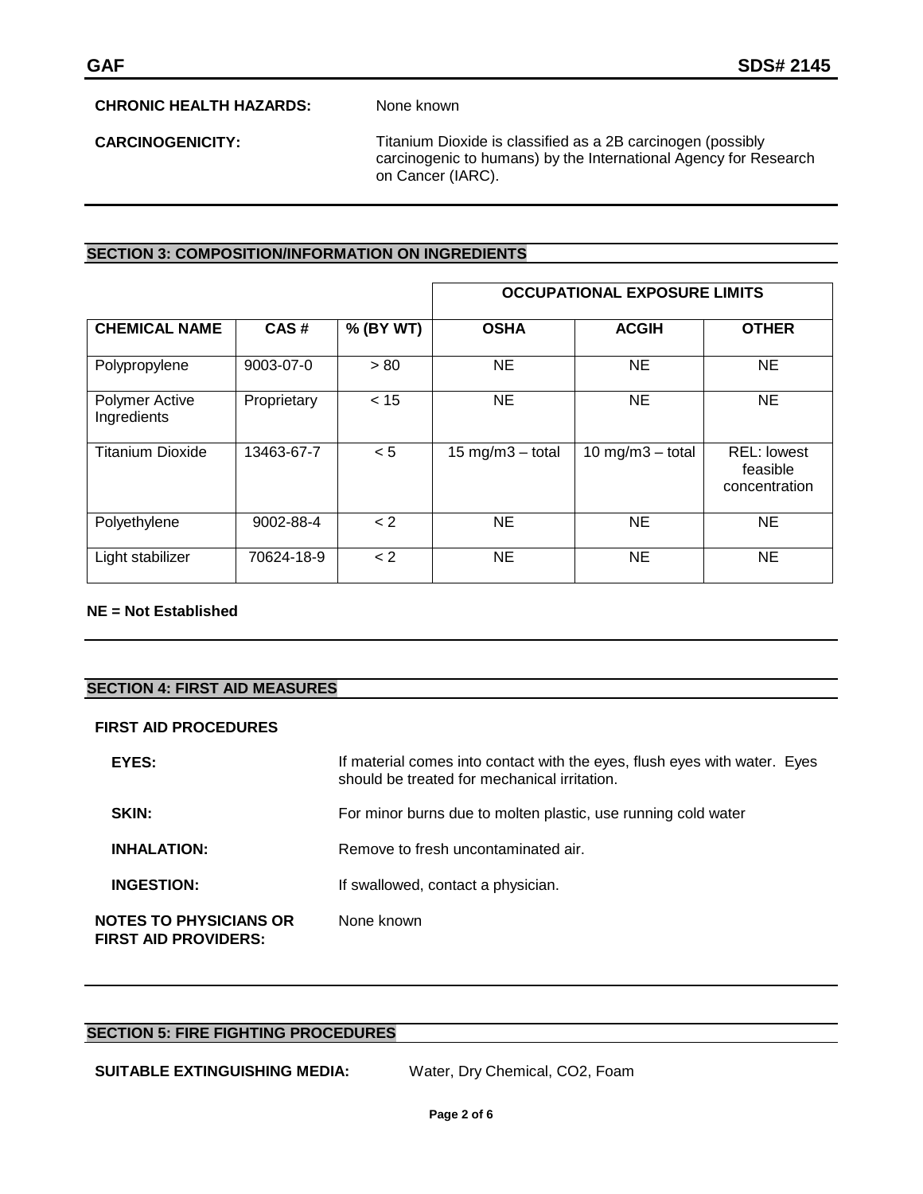**CHRONIC HEALTH HAZARDS:** None known

**CARCINOGENICITY:** Titanium Dioxide is classified as a 2B carcinogen (possibly carcinogenic to humans) by the International Agency for Research on Cancer (IARC).

## SECTION 3: COMPOSITION/INFORMATION ON INGREDIENTS

| | | | OCCUPATIONAL EXPOSURE LIMITS | | |
|---|---|---|---|---|---|
| **CHEMICAL NAME** | **CAS #** | **% (BY WT)** | **OSHA** | **ACGIH** | **OTHER** |
| Polypropylene | 9003-07-0 | > 80 | NE | NE | NE |
| Polymer Active Ingredients | Proprietary | < 15 | NE | NE | NE |
| Titanium Dioxide | 13463-67-7 | < 5 | 15 mg/m3 – total | 10 mg/m3 – total | REL: lowest feasible concentration |
| Polyethylene | 9002-88-4 | < 2 | NE | NE | NE |
| Light stabilizer | 70624-18-9 | < 2 | NE | NE | NE |

**NE = Not Established**

## SECTION 4: FIRST AID MEASURES

**FIRST AID PROCEDURES**

**EYES:** If material comes into contact with the eyes, flush eyes with water. Eyes should be treated for mechanical irritation.

**SKIN:** For minor burns due to molten plastic, use running cold water

**INHALATION:** Remove to fresh uncontaminated air.

**INGESTION:** If swallowed, contact a physician.

**NOTES TO PHYSICIANS OR FIRST AID PROVIDERS:** None known

## SECTION 5: FIRE FIGHTING PROCEDURES

**SUITABLE EXTINGUISHING MEDIA:** Water, Dry Chemical, $CO_2$, Foam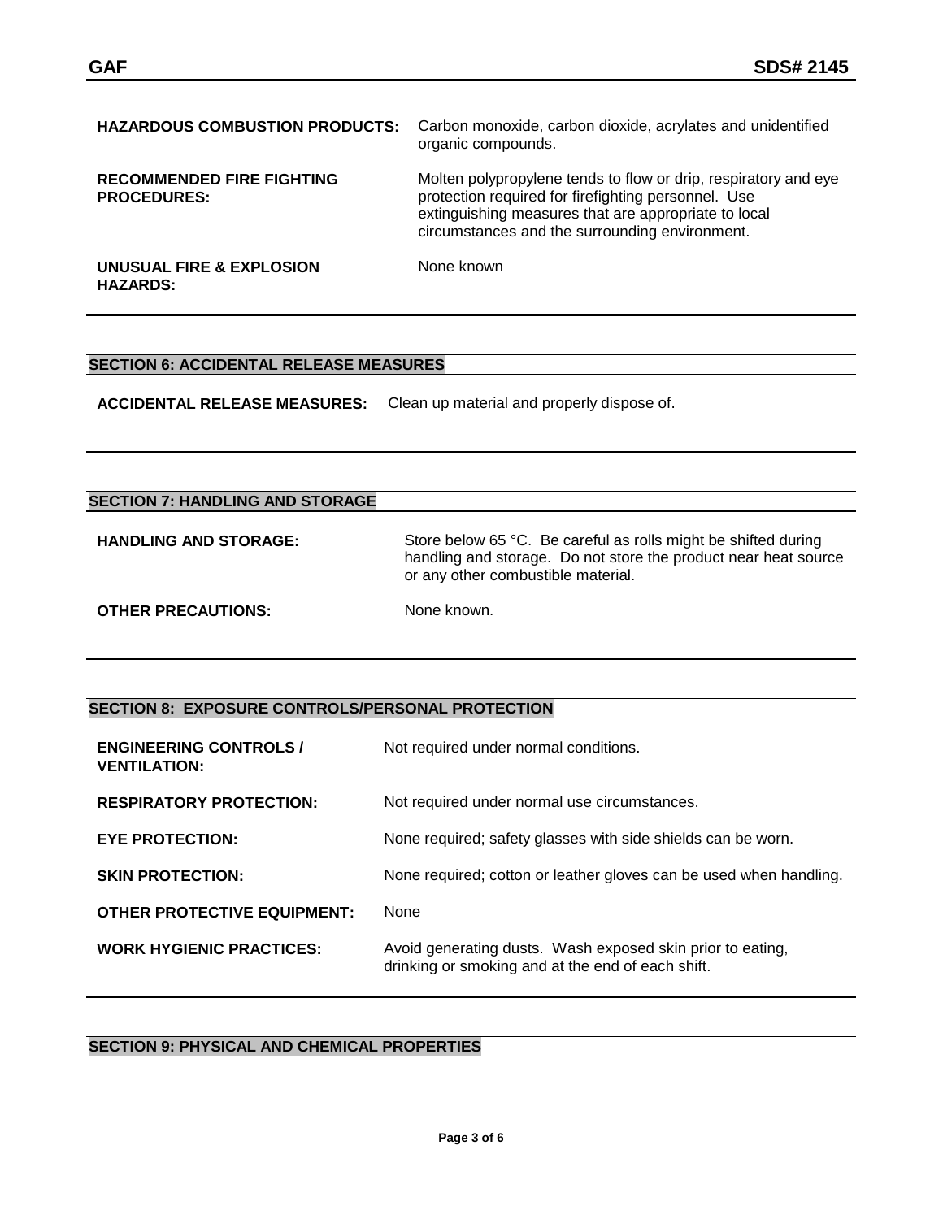**HAZARDOUS COMBUSTION PRODUCTS:** Carbon monoxide, carbon dioxide, acrylates and unidentified organic compounds.

**RECOMMENDED FIRE FIGHTING PROCEDURES:** Molten polypropylene tends to flow or drip, respiratory and eye protection required for firefighting personnel. Use extinguishing measures that are appropriate to local circumstances and the surrounding environment.

**UNUSUAL FIRE & EXPLOSION HAZARDS:** None known

## SECTION 6: ACCIDENTAL RELEASE MEASURES

**ACCIDENTAL RELEASE MEASURES:** Clean up material and properly dispose of.

## SECTION 7: HANDLING AND STORAGE

**HANDLING AND STORAGE:** Store below 65 °C. Be careful as rolls might be shifted during handling and storage. Do not store the product near heat source or any other combustible material.

**OTHER PRECAUTIONS:** None known.

## SECTION 8: EXPOSURE CONTROLS/PERSONAL PROTECTION

**ENGINEERING CONTROLS / VENTILATION:** Not required under normal conditions.

**RESPIRATORY PROTECTION:** Not required under normal use circumstances.

**EYE PROTECTION:** None required; safety glasses with side shields can be worn.

**SKIN PROTECTION:** None required; cotton or leather gloves can be used when handling.

**OTHER PROTECTIVE EQUIPMENT:** None

**WORK HYGIENIC PRACTICES:** Avoid generating dusts. Wash exposed skin prior to eating, drinking or smoking and at the end of each shift.

## SECTION 9: PHYSICAL AND CHEMICAL PROPERTIES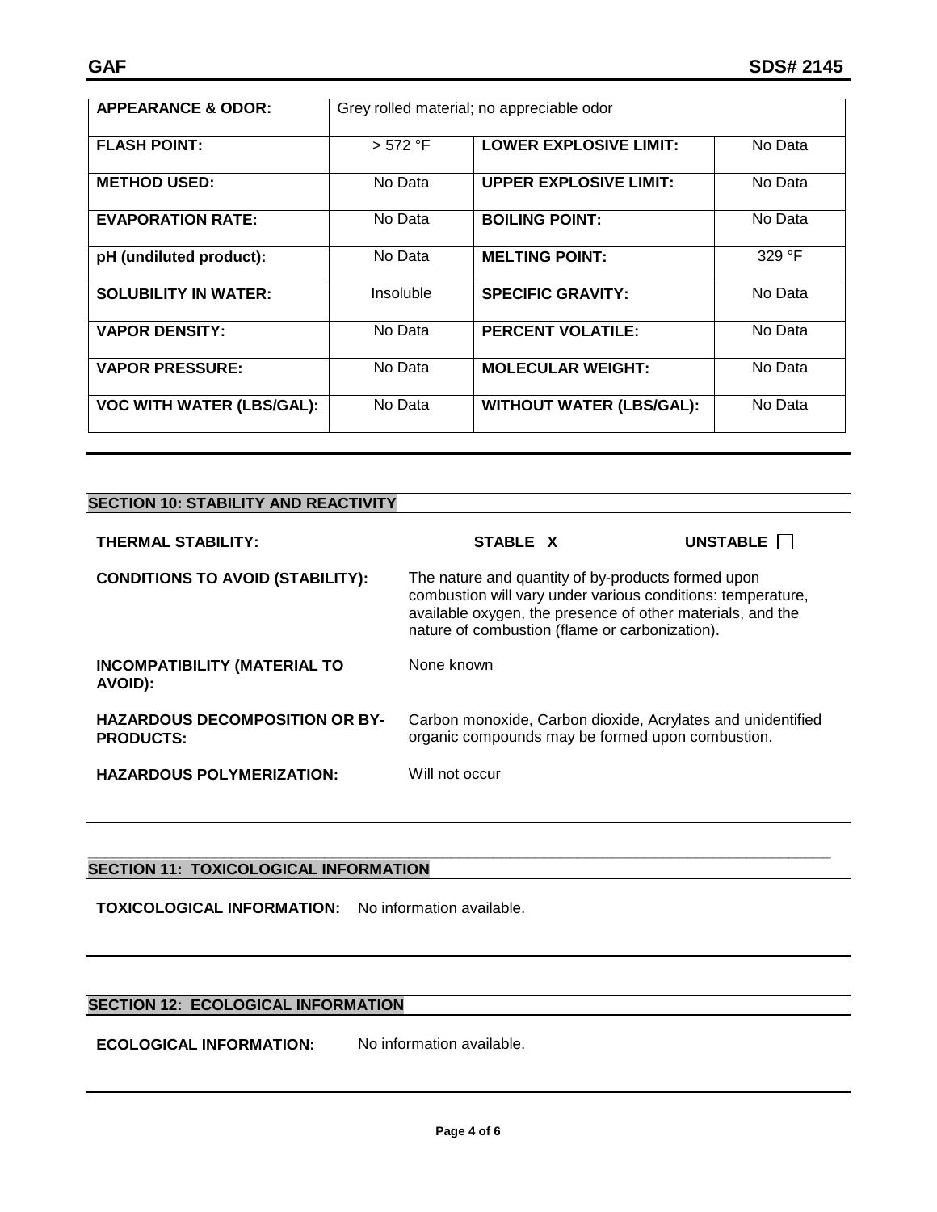| APPEARANCE & ODOR: | Grey rolled material; no appreciable odor | | |
|---|---|---|---|
| FLASH POINT: | > 572 °F | LOWER EXPLOSIVE LIMIT: | No Data |
| METHOD USED: | No Data | UPPER EXPLOSIVE LIMIT: | No Data |
| EVAPORATION RATE: | No Data | BOILING POINT: | No Data |
| pH (undiluted product): | No Data | MELTING POINT: | 329 °F |
| SOLUBILITY IN WATER: | Insoluble | SPECIFIC GRAVITY: | No Data |
| VAPOR DENSITY: | No Data | PERCENT VOLATILE: | No Data |
| VAPOR PRESSURE: | No Data | MOLECULAR WEIGHT: | No Data |
| VOC WITH WATER (LBS/GAL): | No Data | WITHOUT WATER (LBS/GAL): | No Data |

## SECTION 10: STABILITY AND REACTIVITY

**THERMAL STABILITY:** **STABLE X** **UNSTABLE ☐**

**CONDITIONS TO AVOID (STABILITY):** The nature and quantity of by-products formed upon combustion will vary under various conditions: temperature, available oxygen, the presence of other materials, and the nature of combustion (flame or carbonization).

**INCOMPATIBILITY (MATERIAL TO AVOID):** None known

**HAZARDOUS DECOMPOSITION OR BY-PRODUCTS:** Carbon monoxide, Carbon dioxide, Acrylates and unidentified organic compounds may be formed upon combustion.

**HAZARDOUS POLYMERIZATION:** Will not occur

## SECTION 11: TOXICOLOGICAL INFORMATION

**TOXICOLOGICAL INFORMATION:** No information available.

## SECTION 12: ECOLOGICAL INFORMATION

**ECOLOGICAL INFORMATION:** No information available.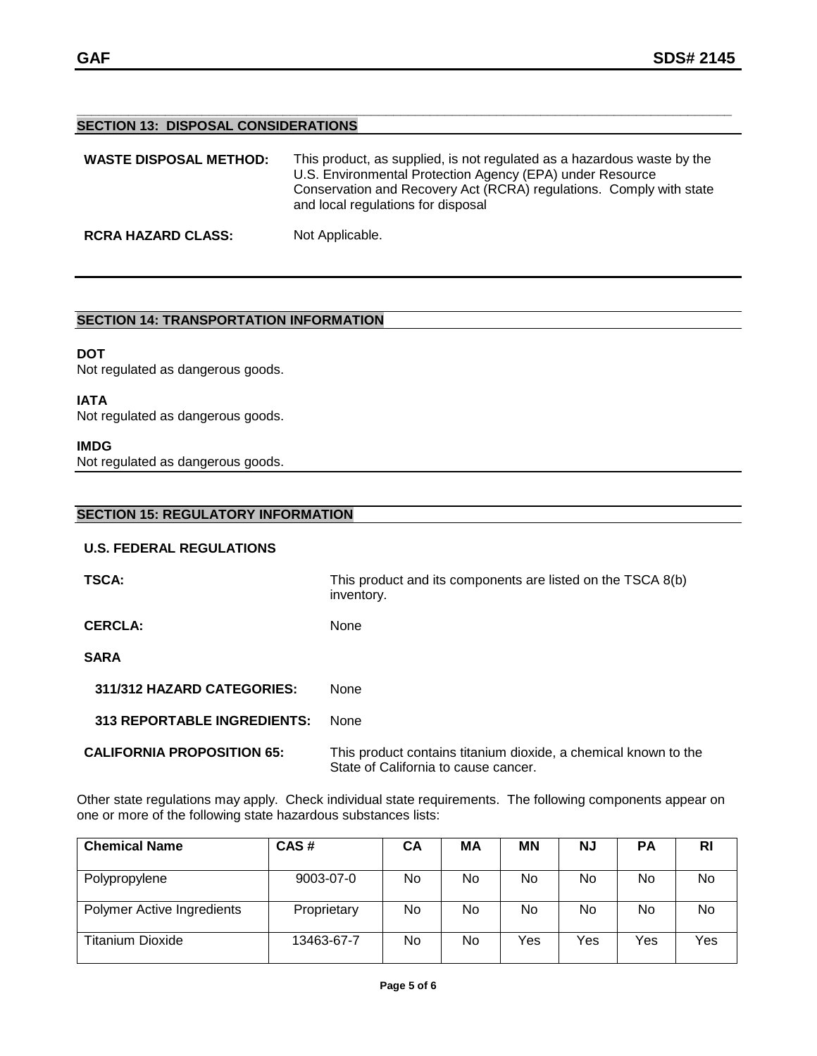## SECTION 13: DISPOSAL CONSIDERATIONS

**WASTE DISPOSAL METHOD:** This product, as supplied, is not regulated as a hazardous waste by the U.S. Environmental Protection Agency (EPA) under Resource Conservation and Recovery Act (RCRA) regulations. Comply with state and local regulations for disposal

**RCRA HAZARD CLASS:** Not Applicable.

## SECTION 14: TRANSPORTATION INFORMATION

**DOT**
Not regulated as dangerous goods.

**IATA**
Not regulated as dangerous goods.

**IMDG**
Not regulated as dangerous goods.

## SECTION 15: REGULATORY INFORMATION

**U.S. FEDERAL REGULATIONS**

**TSCA:** This product and its components are listed on the TSCA 8(b) inventory.

**CERCLA:** None

**SARA**

**311/312 HAZARD CATEGORIES:** None

**313 REPORTABLE INGREDIENTS:** None

**CALIFORNIA PROPOSITION 65:** This product contains titanium dioxide, a chemical known to the State of California to cause cancer.

Other state regulations may apply. Check individual state requirements. The following components appear on one or more of the following state hazardous substances lists:

| Chemical Name | CAS # | CA | MA | MN | NJ | PA | RI |
|---|---|---|---|---|---|---|---|
| Polypropylene | 9003-07-0 | No | No | No | No | No | No |
| Polymer Active Ingredients | Proprietary | No | No | No | No | No | No |
| Titanium Dioxide | 13463-67-7 | No | No | Yes | Yes | Yes | Yes |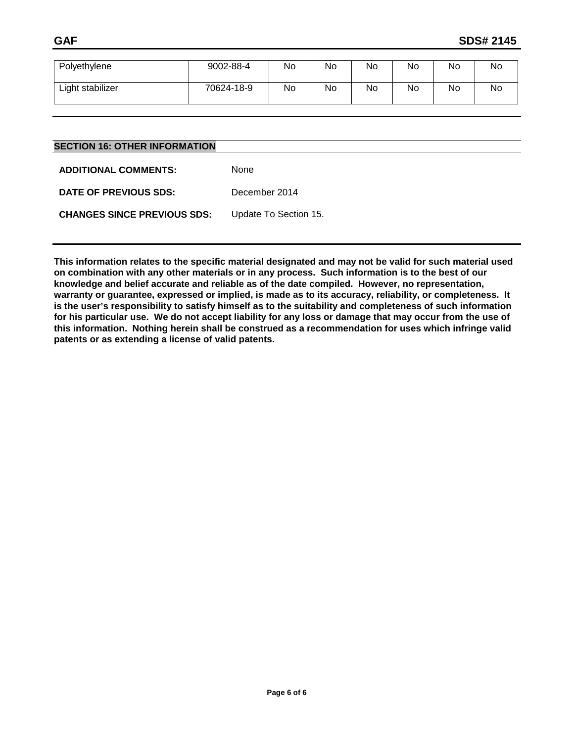| | | | | | | | |
|---|---|---|---|---|---|---|---|
| Polyethylene | 9002-88-4 | No | No | No | No | No | No |
| Light stabilizer | 70624-18-9 | No | No | No | No | No | No |

## SECTION 16: OTHER INFORMATION

**ADDITIONAL COMMENTS:** None

**DATE OF PREVIOUS SDS:** December 2014

**CHANGES SINCE PREVIOUS SDS:** Update To Section 15.

**This information relates to the specific material designated and may not be valid for such material used on combination with any other materials or in any process. Such information is to the best of our knowledge and belief accurate and reliable as of the date compiled. However, no representation, warranty or guarantee, expressed or implied, is made as to its accuracy, reliability, or completeness. It is the user's responsibility to satisfy himself as to the suitability and completeness of such information for his particular use. We do not accept liability for any loss or damage that may occur from the use of this information. Nothing herein shall be construed as a recommendation for uses which infringe valid patents or as extending a license of valid patents.**